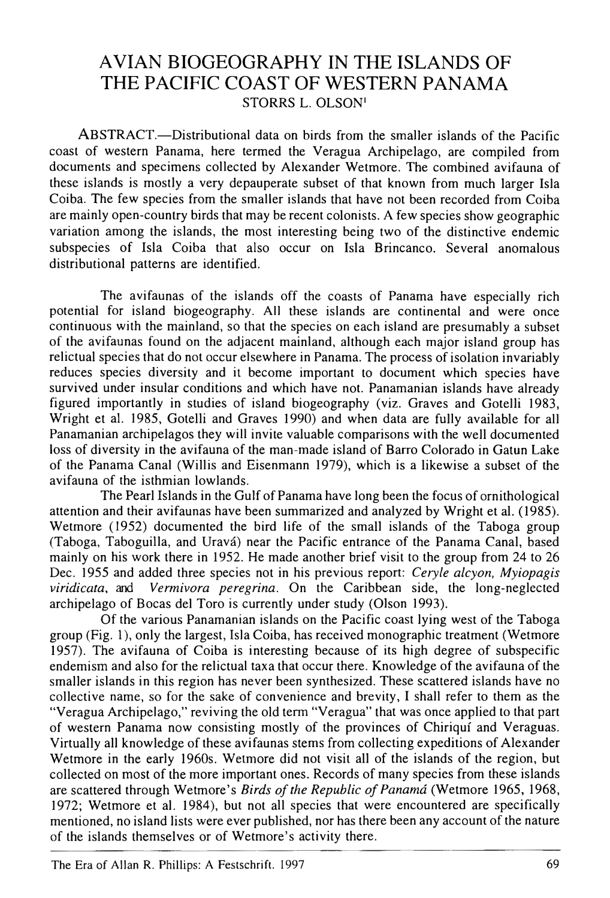# AVIAN BIOGEOGRAPHY IN THE ISLANDS OF THE PACIFIC COAST OF WESTERN PANAMA

STORRS L. OLSON[1]

ABSTRACT.—Distributional data on birds from the smaller islands of the Pacific coast of western Panama, here termed the Veragua Archipelago, are compiled from documents and specimens collected by Alexander Wetmore. The combined avifauna of these islands is mostly a very depauperate subset of that known from much larger Isla Coiba. The few species from the smaller islands that have not been recorded from Coiba are mainly open-country birds that may be recent colonists. A few species show geographic variation among the islands, the most interesting being two of the distinctive endemic subspecies of Isla Coiba that also occur on Isla Brincanco. Several anomalous distributional patterns are identified.

The avifaunas of the islands off the coasts of Panama have especially rich potential for island biogeography. All these islands are continental and were once continuous with the mainland, so that the species on each island are presumably a subset of the avifaunas found on the adjacent mainland, although each major island group has relictual species that do not occur elsewhere in Panama. The process of isolation invariably reduces species diversity and it become important to document which species have survived under insular conditions and which have not. Panamanian islands have already figured importantly in studies of island biogeography (viz. Graves and Gotelli 1983, Wright et al. 1985, Gotelli and Graves 1990) and when data are fully available for all Panamanian archipelagos they will invite valuable comparisons with the well documented loss of diversity in the avifauna of the man-made island of Barro Colorado in Gatun Lake of the Panama Canal (Willis and Eisenmann 1979), which is a likewise a subset of the avifauna of the isthmian lowlands.

The Pearl Islands in the Gulf of Panama have long been the focus of ornithological attention and their avifaunas have been summarized and analyzed by Wright et al. (1985). Wetmore (1952) documented the bird life of the small islands of the Taboga group (Taboga, Taboguilla, and Uravá) near the Pacific entrance of the Panama Canal, based mainly on his work there in 1952. He made another brief visit to the group from 24 to 26 Dec. 1955 and added three species not in his previous report: *Ceryle alcyon, Myiopagis viridicata*, and *Vermivora peregrina*. On the Caribbean side, the long-neglected archipelago of Bocas del Toro is currently under study (Olson 1993).

Of the various Panamanian islands on the Pacific coast lying west of the Taboga group (Fig. 1), only the largest, Isla Coiba, has received monographic treatment (Wetmore 1957). The avifauna of Coiba is interesting because of its high degree of subspecific endemism and also for the relictual taxa that occur there. Knowledge of the avifauna of the smaller islands in this region has never been synthesized. These scattered islands have no collective name, so for the sake of convenience and brevity, I shall refer to them as the "Veragua Archipelago," reviving the old term "Veragua" that was once applied to that part of western Panama now consisting mostly of the provinces of Chiriquí and Veraguas. Virtually all knowledge of these avifaunas stems from collecting expeditions of Alexander Wetmore in the early 1960s. Wetmore did not visit all of the islands of the region, but collected on most of the more important ones. Records of many species from these islands are scattered through Wetmore's *Birds of the Republic of Panamá* (Wetmore 1965, 1968, 1972; Wetmore et al. 1984), but not all species that were encountered are specifically mentioned, no island lists were ever published, nor has there been any account of the nature of the islands themselves or of Wetmore's activity there.

The Era of Allan R. Phillips: A Festschrift. 1997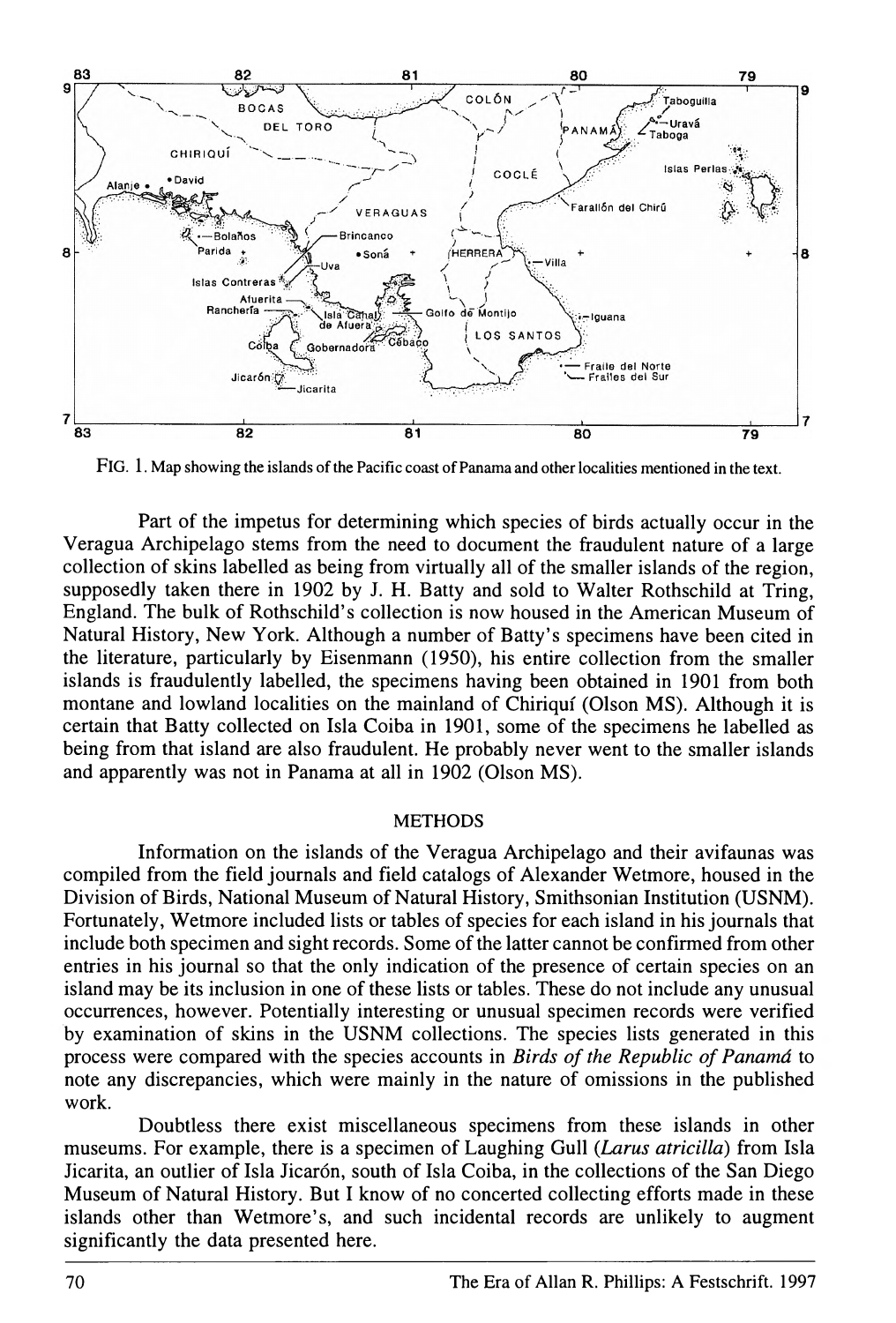83 82 81 80 79

9 9

8 8

7 7

83 82 81 80 79

BOCAS DEL TORO

CHIRIQUÍ

COLÓN

PANAMÁ

COCLÉ

VERAGUAS

HERRERA

LOS SANTOS

Taboguilla

Uravá

Taboga

Islas Perlas

Farallón del Chirú

Alanje

David

Bolaños

Parida

Brincanco

Soná

Uva

Villa

Islas Contreras

Afuerita

Ranchería

Isla Canal de Afuera

Golfo de Montijo

Iguana

Coiba

Gobernadora

Cébaco

Fraile del Norte

Frailes del Sur

Jicarón

Jicarita

FIG. 1. Map showing the islands of the Pacific coast of Panama and other localities mentioned in the text.

Part of the impetus for determining which species of birds actually occur in the Veragua Archipelago stems from the need to document the fraudulent nature of a large collection of skins labelled as being from virtually all of the smaller islands of the region, supposedly taken there in 1902 by J. H. Batty and sold to Walter Rothschild at Tring, England. The bulk of Rothschild's collection is now housed in the American Museum of Natural History, New York. Although a number of Batty's specimens have been cited in the literature, particularly by Eisenmann (1950), his entire collection from the smaller islands is fraudulently labelled, the specimens having been obtained in 1901 from both montane and lowland localities on the mainland of Chiriquí (Olson MS). Although it is certain that Batty collected on Isla Coiba in 1901, some of the specimens he labelled as being from that island are also fraudulent. He probably never went to the smaller islands and apparently was not in Panama at all in 1902 (Olson MS).

## METHODS

Information on the islands of the Veragua Archipelago and their avifaunas was compiled from the field journals and field catalogs of Alexander Wetmore, housed in the Division of Birds, National Museum of Natural History, Smithsonian Institution (USNM). Fortunately, Wetmore included lists or tables of species for each island in his journals that include both specimen and sight records. Some of the latter cannot be confirmed from other entries in his journal so that the only indication of the presence of certain species on an island may be its inclusion in one of these lists or tables. These do not include any unusual occurrences, however. Potentially interesting or unusual specimen records were verified by examination of skins in the USNM collections. The species lists generated in this process were compared with the species accounts in *Birds of the Republic of Panamá* to note any discrepancies, which were mainly in the nature of omissions in the published work.

Doubtless there exist miscellaneous specimens from these islands in other museums. For example, there is a specimen of Laughing Gull (*Larus atricilla*) from Isla Jicarita, an outlier of Isla Jicarón, south of Isla Coiba, in the collections of the San Diego Museum of Natural History. But I know of no concerted collecting efforts made in these islands other than Wetmore's, and such incidental records are unlikely to augment significantly the data presented here.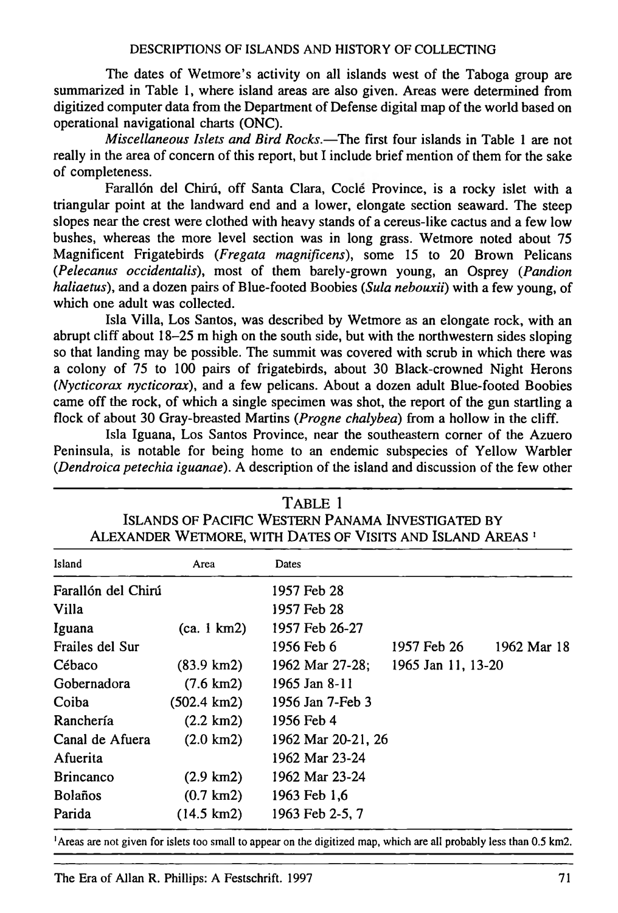## DESCRIPTIONS OF ISLANDS AND HISTORY OF COLLECTING

The dates of Wetmore's activity on all islands west of the Taboga group are summarized in Table 1, where island areas are also given. Areas were determined from digitized computer data from the Department of Defense digital map of the world based on operational navigational charts (ONC).

*Miscellaneous Islets and Bird Rocks.*—The first four islands in Table 1 are not really in the area of concern of this report, but I include brief mention of them for the sake of completeness.

Farallón del Chirú, off Santa Clara, Coclé Province, is a rocky islet with a triangular point at the landward end and a lower, elongate section seaward. The steep slopes near the crest were clothed with heavy stands of a cereus-like cactus and a few low bushes, whereas the more level section was in long grass. Wetmore noted about 75 Magnificent Frigatebirds (*Fregata magnificens*), some 15 to 20 Brown Pelicans (*Pelecanus occidentalis*), most of them barely-grown young, an Osprey (*Pandion haliaetus*), and a dozen pairs of Blue-footed Boobies (*Sula nebouxii*) with a few young, of which one adult was collected.

Isla Villa, Los Santos, was described by Wetmore as an elongate rock, with an abrupt cliff about 18–25 m high on the south side, but with the northwestern sides sloping so that landing may be possible. The summit was covered with scrub in which there was a colony of 75 to 100 pairs of frigatebirds, about 30 Black-crowned Night Herons (*Nycticorax nycticorax*), and a few pelicans. About a dozen adult Blue-footed Boobies came off the rock, of which a single specimen was shot, the report of the gun startling a flock of about 30 Gray-breasted Martins (*Progne chalybea*) from a hollow in the cliff.

Isla Iguana, Los Santos Province, near the southeastern corner of the Azuero Peninsula, is notable for being home to an endemic subspecies of Yellow Warbler (*Dendroica petechia iguanae*). A description of the island and discussion of the few other

TABLE 1
ISLANDS OF PACIFIC WESTERN PANAMA INVESTIGATED BY ALEXANDER WETMORE, WITH DATES OF VISITS AND ISLAND AREAS [1]

| Island | Area | Dates | | |
|---|---|---|---|---|
| Farallón del Chirú | | 1957 Feb 28 | | |
| Villa | | 1957 Feb 28 | | |
| Iguana | (ca. 1 km2) | 1957 Feb 26-27 | | |
| Frailes del Sur | | 1956 Feb 6 | 1957 Feb 26 | 1962 Mar 18 |
| Cébaco | (83.9 km2) | 1962 Mar 27-28; | 1965 Jan 11, 13-20 | |
| Gobernadora | (7.6 km2) | 1965 Jan 8-11 | | |
| Coiba | (502.4 km2) | 1956 Jan 7-Feb 3 | | |
| Ranchería | (2.2 km2) | 1956 Feb 4 | | |
| Canal de Afuera | (2.0 km2) | 1962 Mar 20-21, 26 | | |
| Afuerita | | 1962 Mar 23-24 | | |
| Brincanco | (2.9 km2) | 1962 Mar 23-24 | | |
| Bolaños | (0.7 km2) | 1963 Feb 1,6 | | |
| Parida | (14.5 km2) | 1963 Feb 2-5, 7 | | |

[1] Areas are not given for islets too small to appear on the digitized map, which are all probably less than 0.5 km2.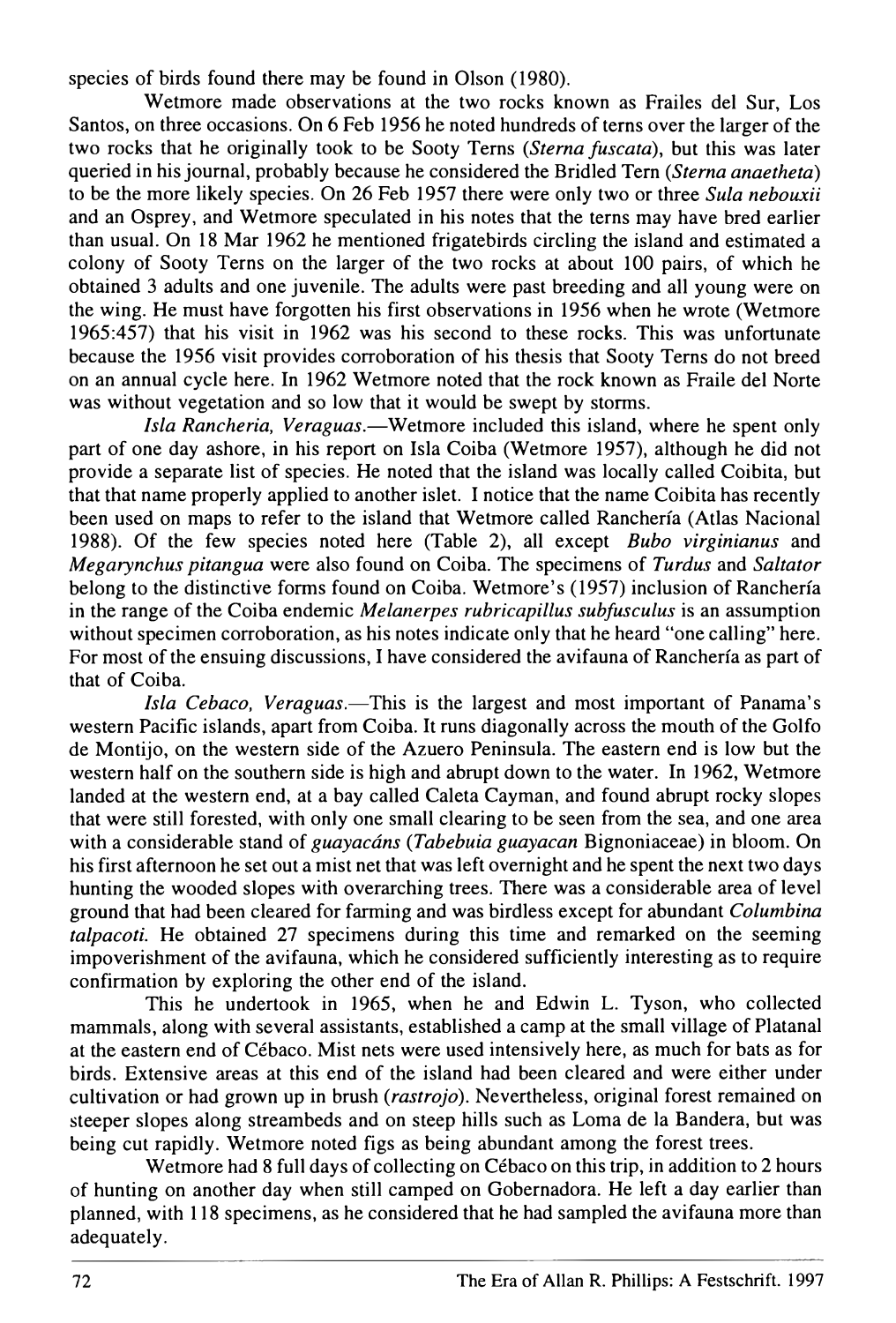species of birds found there may be found in Olson (1980).

Wetmore made observations at the two rocks known as Frailes del Sur, Los Santos, on three occasions. On 6 Feb 1956 he noted hundreds of terns over the larger of the two rocks that he originally took to be Sooty Terns (*Sterna fuscata*), but this was later queried in his journal, probably because he considered the Bridled Tern (*Sterna anaetheta*) to be the more likely species. On 26 Feb 1957 there were only two or three *Sula nebouxii* and an Osprey, and Wetmore speculated in his notes that the terns may have bred earlier than usual. On 18 Mar 1962 he mentioned frigatebirds circling the island and estimated a colony of Sooty Terns on the larger of the two rocks at about 100 pairs, of which he obtained 3 adults and one juvenile. The adults were past breeding and all young were on the wing. He must have forgotten his first observations in 1956 when he wrote (Wetmore 1965:457) that his visit in 1962 was his second to these rocks. This was unfortunate because the 1956 visit provides corroboration of his thesis that Sooty Terns do not breed on an annual cycle here. In 1962 Wetmore noted that the rock known as Fraile del Norte was without vegetation and so low that it would be swept by storms.

*Isla Rancheria, Veraguas.*—Wetmore included this island, where he spent only part of one day ashore, in his report on Isla Coiba (Wetmore 1957), although he did not provide a separate list of species. He noted that the island was locally called Coibita, but that that name properly applied to another islet. I notice that the name Coibita has recently been used on maps to refer to the island that Wetmore called Ranchería (Atlas Nacional 1988). Of the few species noted here (Table 2), all except *Bubo virginianus* and *Megarynchus pitangua* were also found on Coiba. The specimens of *Turdus* and *Saltator* belong to the distinctive forms found on Coiba. Wetmore's (1957) inclusion of Ranchería in the range of the Coiba endemic *Melanerpes rubricapillus subfusculus* is an assumption without specimen corroboration, as his notes indicate only that he heard "one calling" here. For most of the ensuing discussions, I have considered the avifauna of Ranchería as part of that of Coiba.

*Isla Cebaco, Veraguas.*—This is the largest and most important of Panama's western Pacific islands, apart from Coiba. It runs diagonally across the mouth of the Golfo de Montijo, on the western side of the Azuero Peninsula. The eastern end is low but the western half on the southern side is high and abrupt down to the water. In 1962, Wetmore landed at the western end, at a bay called Caleta Cayman, and found abrupt rocky slopes that were still forested, with only one small clearing to be seen from the sea, and one area with a considerable stand of *guayacáns* (*Tabebuia guayacan* Bignoniaceae) in bloom. On his first afternoon he set out a mist net that was left overnight and he spent the next two days hunting the wooded slopes with overarching trees. There was a considerable area of level ground that had been cleared for farming and was birdless except for abundant *Columbina talpacoti.* He obtained 27 specimens during this time and remarked on the seeming impoverishment of the avifauna, which he considered sufficiently interesting as to require confirmation by exploring the other end of the island.

This he undertook in 1965, when he and Edwin L. Tyson, who collected mammals, along with several assistants, established a camp at the small village of Platanal at the eastern end of Cébaco. Mist nets were used intensively here, as much for bats as for birds. Extensive areas at this end of the island had been cleared and were either under cultivation or had grown up in brush (*rastrojo*). Nevertheless, original forest remained on steeper slopes along streambeds and on steep hills such as Loma de la Bandera, but was being cut rapidly. Wetmore noted figs as being abundant among the forest trees.

Wetmore had 8 full days of collecting on Cébaco on this trip, in addition to 2 hours of hunting on another day when still camped on Gobernadora. He left a day earlier than planned, with 118 specimens, as he considered that he had sampled the avifauna more than adequately.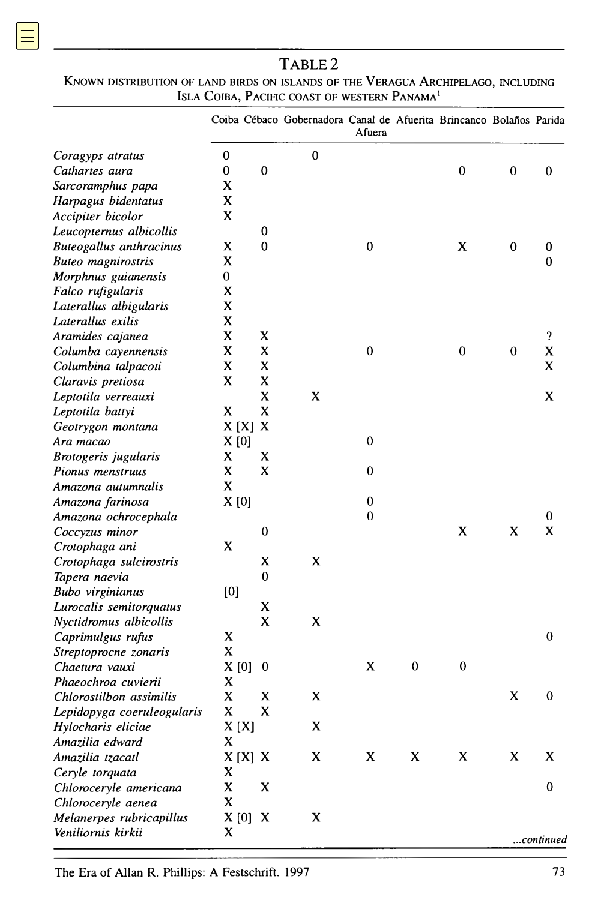## TABLE 2

KNOWN DISTRIBUTION OF LAND BIRDS ON ISLANDS OF THE VERAGUA ARCHIPELAGO, INCLUDING ISLA COIBA, PACIFIC COAST OF WESTERN PANAMA[1]

| | Coiba | Cébaco | Gobernadora | Canal de Afuera | Afuerita | Brincanco | Bolaños | Parida |
|---|---|---|---|---|---|---|---|---|
| *Coragyps atratus* | 0 | | 0 | | | | | |
| *Cathartes aura* | 0 | 0 | | | | 0 | 0 | 0 |
| *Sarcoramphus papa* | X | | | | | | | |
| *Harpagus bidentatus* | X | | | | | | | |
| *Accipiter bicolor* | X | | | | | | | |
| *Leucopternus albicollis* | | 0 | | | | | | |
| *Buteogallus anthracinus* | X | 0 | | 0 | | X | 0 | 0 |
| *Buteo magnirostris* | X | | | | | | | 0 |
| *Morphnus guianensis* | 0 | | | | | | | |
| *Falco rufigularis* | X | | | | | | | |
| *Laterallus albigularis* | X | | | | | | | |
| *Laterallus exilis* | X | | | | | | | |
| *Aramides cajanea* | X | X | | | | | | ? |
| *Columba cayennensis* | X | X | | 0 | | 0 | 0 | X |
| *Columbina talpacoti* | X | X | | | | | | X |
| *Claravis pretiosa* | X | X | | | | | | |
| *Leptotila verreauxi* | | X | X | | | | | X |
| *Leptotila battyi* | X | X | | | | | | |
| *Geotrygon montana* | X [X] | X | | | | | | |
| *Ara macao* | X [0] | | | 0 | | | | |
| *Brotogeris jugularis* | X | X | | | | | | |
| *Pionus menstruus* | X | X | | 0 | | | | |
| *Amazona autumnalis* | X | | | | | | | |
| *Amazona farinosa* | X [0] | | | 0 | | | | |
| *Amazona ochrocephala* | | | | 0 | | | | 0 |
| *Coccyzus minor* | | 0 | | | | X | X | X |
| *Crotophaga ani* | X | | | | | | | |
| *Crotophaga sulcirostris* | | X | X | | | | | |
| *Tapera naevia* | | 0 | | | | | | |
| *Bubo virginianus* | [0] | | | | | | | |
| *Lurocalis semitorquatus* | | X | | | | | | |
| *Nyctidromus albicollis* | | X | X | | | | | |
| *Caprimulgus rufus* | X | | | | | | | 0 |
| *Streptoprocne zonaris* | X | | | | | | | |
| *Chaetura vauxi* | X [0] | 0 | | X | 0 | 0 | | |
| *Phaeochroa cuvierii* | X | | | | | | | |
| *Chlorostilbon assimilis* | X | X | X | | | | X | 0 |
| *Lepidopyga coeruleogularis* | X | X | | | | | | |
| *Hylocharis eliciae* | X [X] | | X | | | | | |
| *Amazilia edward* | X | | | | | | | |
| *Amazilia tzacatl* | X [X] | X | X | X | X | X | X | X |
| *Ceryle torquata* | X | | | | | | | |
| *Chloroceryle americana* | X | X | | | | | | 0 |
| *Chloroceryle aenea* | X | | | | | | | |
| *Melanerpes rubricapillus* | X [0] | X | X | | | | | |
| *Veniliornis kirkii* | X | | | | | | | |

...continued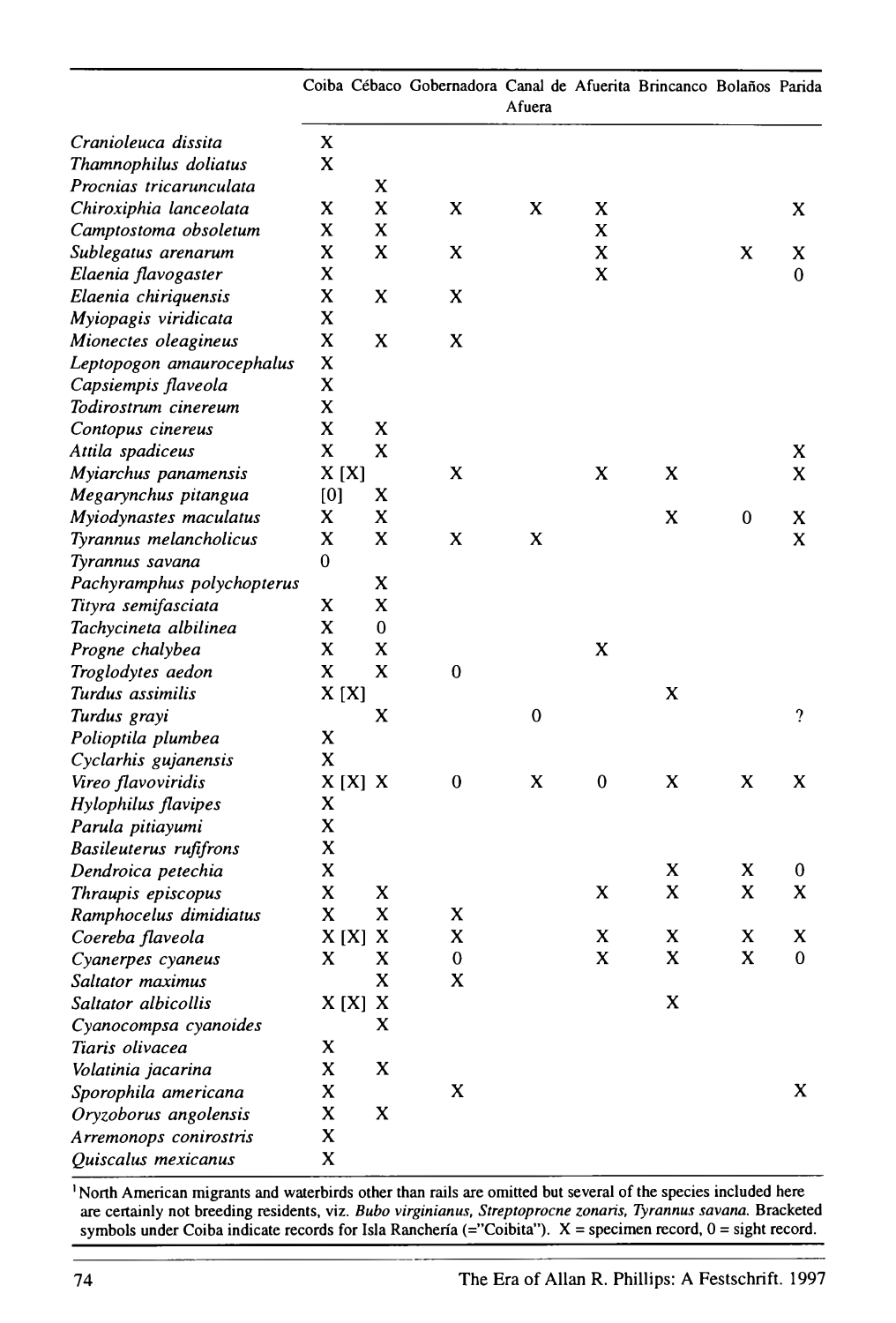| | Coiba | Cébaco | Gobernadora | Canal de Afuera | Afuerita | Brincanco | Bolaños | Parida |
|---|---|---|---|---|---|---|---|---|
| *Cranioleuca dissita* | X | | | | | | | |
| *Thamnophilus doliatus* | X | | | | | | | |
| *Procnias tricarunculata* | | X | | | | | | |
| *Chiroxiphia lanceolata* | X | X | X | X | X | | | X |
| *Camptostoma obsoletum* | X | X | | | X | | | |
| *Sublegatus arenarum* | X | X | X | | X | | X | X |
| *Elaenia flavogaster* | X | | | | X | | | 0 |
| *Elaenia chiriquensis* | X | X | X | | | | | |
| *Myiopagis viridicata* | X | | | | | | | |
| *Mionectes oleagineus* | X | X | X | | | | | |
| *Leptopogon amaurocephalus* | X | | | | | | | |
| *Capsiempis flaveola* | X | | | | | | | |
| *Todirostrum cinereum* | X | | | | | | | |
| *Contopus cinereus* | X | X | | | | | | |
| *Attila spadiceus* | X | X | | | | | | X |
| *Myiarchus panamensis* | X [X] | | X | | X | X | | X |
| *Megarynchus pitangua* | [0] | X | | | | | | |
| *Myiodynastes maculatus* | X | X | | | | X | 0 | X |
| *Tyrannus melancholicus* | X | X | X | X | | | | X |
| *Tyrannus savana* | 0 | | | | | | | |
| *Pachyramphus polychopterus* | | X | | | | | | |
| *Tityra semifasciata* | X | X | | | | | | |
| *Tachycineta albilinea* | X | 0 | | | | | | |
| *Progne chalybea* | X | X | | | X | | | |
| *Troglodytes aedon* | X | X | 0 | | | | | |
| *Turdus assimilis* | X [X] | | | | | X | | |
| *Turdus grayi* | | X | | 0 | | | | ? |
| *Polioptila plumbea* | X | | | | | | | |
| *Cyclarhis gujanensis* | X | | | | | | | |
| *Vireo flavoviridis* | X [X] | X | 0 | X | 0 | X | X | X |
| *Hylophilus flavipes* | X | | | | | | | |
| *Parula pitiayumi* | X | | | | | | | |
| *Basileuterus rufifrons* | X | | | | | | | |
| *Dendroica petechia* | X | | | | | X | X | 0 |
| *Thraupis episcopus* | X | X | | | X | X | X | X |
| *Ramphocelus dimidiatus* | X | X | X | | | | | |
| *Coereba flaveola* | X [X] | X | X | | X | X | X | X |
| *Cyanerpes cyaneus* | X | X | 0 | | X | X | X | 0 |
| *Saltator maximus* | | X | X | | | | | |
| *Saltator albicollis* | X [X] | X | | | | X | | |
| *Cyanocompsa cyanoides* | | X | | | | | | |
| *Tiaris olivacea* | X | | | | | | | |
| *Volatinia jacarina* | X | X | | | | | | |
| *Sporophila americana* | X | | X | | | | | X |
| *Oryzoborus angolensis* | X | X | | | | | | |
| *Arremonops conirostris* | X | | | | | | | |
| *Quiscalus mexicanus* | X | | | | | | | |

[1] North American migrants and waterbirds other than rails are omitted but several of the species included here are certainly not breeding residents, viz. *Bubo virginianus, Streptoprocne zonaris, Tyrannus savana.* Bracketed symbols under Coiba indicate records for Isla Ranchería (="Coibita"). X = specimen record, 0 = sight record.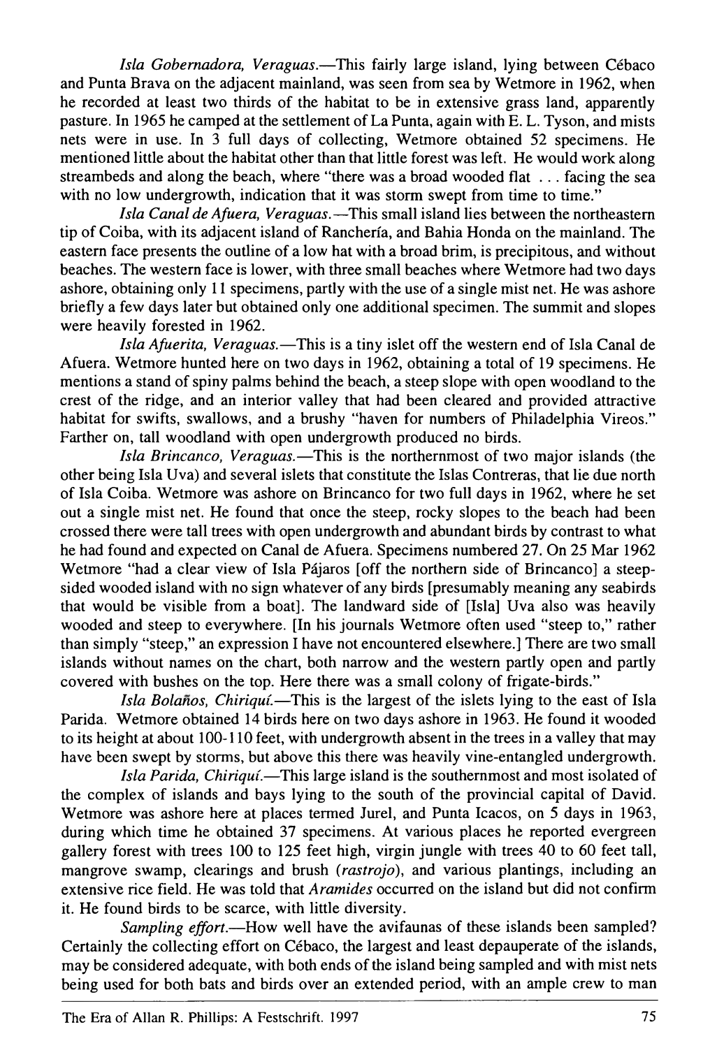*Isla Gobernadora, Veraguas.*—This fairly large island, lying between Cébaco and Punta Brava on the adjacent mainland, was seen from sea by Wetmore in 1962, when he recorded at least two thirds of the habitat to be in extensive grass land, apparently pasture. In 1965 he camped at the settlement of La Punta, again with E. L. Tyson, and mists nets were in use. In 3 full days of collecting, Wetmore obtained 52 specimens. He mentioned little about the habitat other than that little forest was left. He would work along streambeds and along the beach, where "there was a broad wooded flat . . . facing the sea with no low undergrowth, indication that it was storm swept from time to time."

*Isla Canal de Afuera, Veraguas.*—This small island lies between the northeastern tip of Coiba, with its adjacent island of Ranchería, and Bahia Honda on the mainland. The eastern face presents the outline of a low hat with a broad brim, is precipitous, and without beaches. The western face is lower, with three small beaches where Wetmore had two days ashore, obtaining only 11 specimens, partly with the use of a single mist net. He was ashore briefly a few days later but obtained only one additional specimen. The summit and slopes were heavily forested in 1962.

*Isla Afuerita, Veraguas.*—This is a tiny islet off the western end of Isla Canal de Afuera. Wetmore hunted here on two days in 1962, obtaining a total of 19 specimens. He mentions a stand of spiny palms behind the beach, a steep slope with open woodland to the crest of the ridge, and an interior valley that had been cleared and provided attractive habitat for swifts, swallows, and a brushy "haven for numbers of Philadelphia Vireos." Farther on, tall woodland with open undergrowth produced no birds.

*Isla Brincanco, Veraguas.*—This is the northernmost of two major islands (the other being Isla Uva) and several islets that constitute the Islas Contreras, that lie due north of Isla Coiba. Wetmore was ashore on Brincanco for two full days in 1962, where he set out a single mist net. He found that once the steep, rocky slopes to the beach had been crossed there were tall trees with open undergrowth and abundant birds by contrast to what he had found and expected on Canal de Afuera. Specimens numbered 27. On 25 Mar 1962 Wetmore "had a clear view of Isla Pájaros [off the northern side of Brincanco] a steep-sided wooded island with no sign whatever of any birds [presumably meaning any seabirds that would be visible from a boat]. The landward side of [Isla] Uva also was heavily wooded and steep to everywhere. [In his journals Wetmore often used "steep to," rather than simply "steep," an expression I have not encountered elsewhere.] There are two small islands without names on the chart, both narrow and the western partly open and partly covered with bushes on the top. Here there was a small colony of frigate-birds."

*Isla Bolaños, Chiriquí.*—This is the largest of the islets lying to the east of Isla Parida. Wetmore obtained 14 birds here on two days ashore in 1963. He found it wooded to its height at about 100-110 feet, with undergrowth absent in the trees in a valley that may have been swept by storms, but above this there was heavily vine-entangled undergrowth.

*Isla Parida, Chiriquí.*—This large island is the southernmost and most isolated of the complex of islands and bays lying to the south of the provincial capital of David. Wetmore was ashore here at places termed Jurel, and Punta Icacos, on 5 days in 1963, during which time he obtained 37 specimens. At various places he reported evergreen gallery forest with trees 100 to 125 feet high, virgin jungle with trees 40 to 60 feet tall, mangrove swamp, clearings and brush *(rastrojo)*, and various plantings, including an extensive rice field. He was told that *Aramides* occurred on the island but did not confirm it. He found birds to be scarce, with little diversity.

*Sampling effort.*—How well have the avifaunas of these islands been sampled? Certainly the collecting effort on Cébaco, the largest and least depauperate of the islands, may be considered adequate, with both ends of the island being sampled and with mist nets being used for both bats and birds over an extended period, with an ample crew to man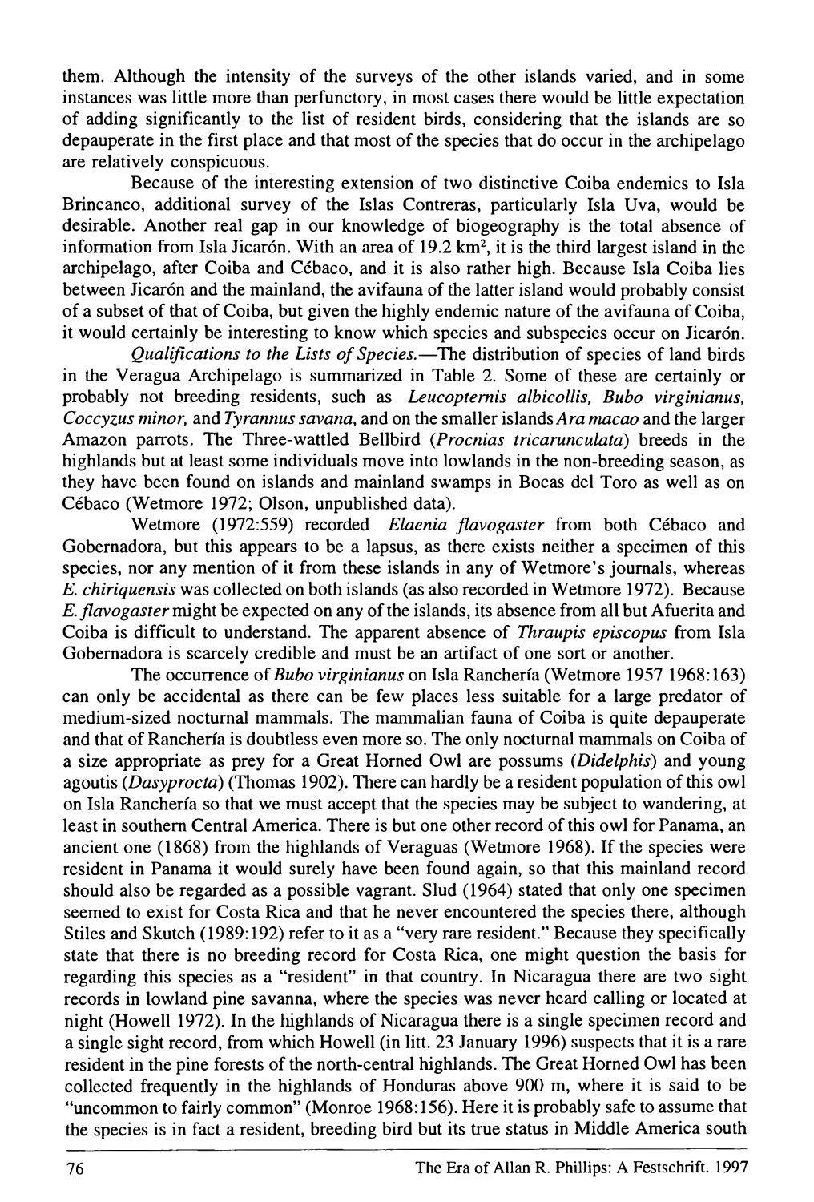them. Although the intensity of the surveys of the other islands varied, and in some instances was little more than perfunctory, in most cases there would be little expectation of adding significantly to the list of resident birds, considering that the islands are so depauperate in the first place and that most of the species that do occur in the archipelago are relatively conspicuous.

Because of the interesting extension of two distinctive Coiba endemics to Isla Brincanco, additional survey of the Islas Contreras, particularly Isla Uva, would be desirable. Another real gap in our knowledge of biogeography is the total absence of information from Isla Jicarón. With an area of 19.2 km$^2$, it is the third largest island in the archipelago, after Coiba and Cébaco, and it is also rather high. Because Isla Coiba lies between Jicarón and the mainland, the avifauna of the latter island would probably consist of a subset of that of Coiba, but given the highly endemic nature of the avifauna of Coiba, it would certainly be interesting to know which species and subspecies occur on Jicarón.

*Qualifications to the Lists of Species.*—The distribution of species of land birds in the Veragua Archipelago is summarized in Table 2. Some of these are certainly or probably not breeding residents, such as *Leucopternis albicollis, Bubo virginianus, Coccyzus minor,* and *Tyrannus savana*, and on the smaller islands *Ara macao* and the larger Amazon parrots. The Three-wattled Bellbird (*Procnias tricarunculata*) breeds in the highlands but at least some individuals move into lowlands in the non-breeding season, as they have been found on islands and mainland swamps in Bocas del Toro as well as on Cébaco (Wetmore 1972; Olson, unpublished data).

Wetmore (1972:559) recorded *Elaenia flavogaster* from both Cébaco and Gobernadora, but this appears to be a lapsus, as there exists neither a specimen of this species, nor any mention of it from these islands in any of Wetmore's journals, whereas *E. chiriquensis* was collected on both islands (as also recorded in Wetmore 1972). Because *E. flavogaster* might be expected on any of the islands, its absence from all but Afuerita and Coiba is difficult to understand. The apparent absence of *Thraupis episcopus* from Isla Gobernadora is scarcely credible and must be an artifact of one sort or another.

The occurrence of *Bubo virginianus* on Isla Ranchería (Wetmore 1957 1968:163) can only be accidental as there can be few places less suitable for a large predator of medium-sized nocturnal mammals. The mammalian fauna of Coiba is quite depauperate and that of Ranchería is doubtless even more so. The only nocturnal mammals on Coiba of a size appropriate as prey for a Great Horned Owl are possums (*Didelphis*) and young agoutis (*Dasyprocta*) (Thomas 1902). There can hardly be a resident population of this owl on Isla Ranchería so that we must accept that the species may be subject to wandering, at least in southern Central America. There is but one other record of this owl for Panama, an ancient one (1868) from the highlands of Veraguas (Wetmore 1968). If the species were resident in Panama it would surely have been found again, so that this mainland record should also be regarded as a possible vagrant. Slud (1964) stated that only one specimen seemed to exist for Costa Rica and that he never encountered the species there, although Stiles and Skutch (1989:192) refer to it as a "very rare resident." Because they specifically state that there is no breeding record for Costa Rica, one might question the basis for regarding this species as a "resident" in that country. In Nicaragua there are two sight records in lowland pine savanna, where the species was never heard calling or located at night (Howell 1972). In the highlands of Nicaragua there is a single specimen record and a single sight record, from which Howell (in litt. 23 January 1996) suspects that it is a rare resident in the pine forests of the north-central highlands. The Great Horned Owl has been collected frequently in the highlands of Honduras above 900 m, where it is said to be "uncommon to fairly common" (Monroe 1968:156). Here it is probably safe to assume that the species is in fact a resident, breeding bird but its true status in Middle America south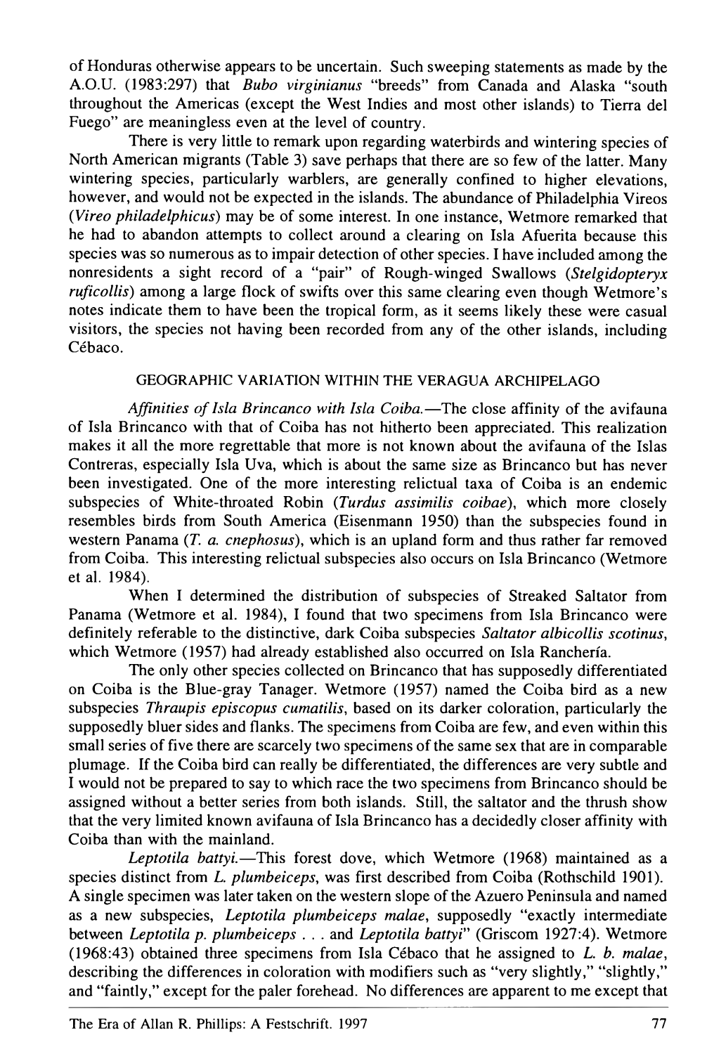of Honduras otherwise appears to be uncertain. Such sweeping statements as made by the A.O.U. (1983:297) that *Bubo virginianus* "breeds" from Canada and Alaska "south throughout the Americas (except the West Indies and most other islands) to Tierra del Fuego" are meaningless even at the level of country.

There is very little to remark upon regarding waterbirds and wintering species of North American migrants (Table 3) save perhaps that there are so few of the latter. Many wintering species, particularly warblers, are generally confined to higher elevations, however, and would not be expected in the islands. The abundance of Philadelphia Vireos (*Vireo philadelphicus*) may be of some interest. In one instance, Wetmore remarked that he had to abandon attempts to collect around a clearing on Isla Afuerita because this species was so numerous as to impair detection of other species. I have included among the nonresidents a sight record of a "pair" of Rough-winged Swallows (*Stelgidopteryx ruficollis*) among a large flock of swifts over this same clearing even though Wetmore's notes indicate them to have been the tropical form, as it seems likely these were casual visitors, the species not having been recorded from any of the other islands, including Cébaco.

## GEOGRAPHIC VARIATION WITHIN THE VERAGUA ARCHIPELAGO

*Affinities of Isla Brincanco with Isla Coiba.*—The close affinity of the avifauna of Isla Brincanco with that of Coiba has not hitherto been appreciated. This realization makes it all the more regrettable that more is not known about the avifauna of the Islas Contreras, especially Isla Uva, which is about the same size as Brincanco but has never been investigated. One of the more interesting relictual taxa of Coiba is an endemic subspecies of White-throated Robin (*Turdus assimilis coibae*), which more closely resembles birds from South America (Eisenmann 1950) than the subspecies found in western Panama (*T. a. cnephosus*), which is an upland form and thus rather far removed from Coiba. This interesting relictual subspecies also occurs on Isla Brincanco (Wetmore et al. 1984).

When I determined the distribution of subspecies of Streaked Saltator from Panama (Wetmore et al. 1984), I found that two specimens from Isla Brincanco were definitely referable to the distinctive, dark Coiba subspecies *Saltator albicollis scotinus*, which Wetmore (1957) had already established also occurred on Isla Ranchería.

The only other species collected on Brincanco that has supposedly differentiated on Coiba is the Blue-gray Tanager. Wetmore (1957) named the Coiba bird as a new subspecies *Thraupis episcopus cumatilis*, based on its darker coloration, particularly the supposedly bluer sides and flanks. The specimens from Coiba are few, and even within this small series of five there are scarcely two specimens of the same sex that are in comparable plumage. If the Coiba bird can really be differentiated, the differences are very subtle and I would not be prepared to say to which race the two specimens from Brincanco should be assigned without a better series from both islands. Still, the saltator and the thrush show that the very limited known avifauna of Isla Brincanco has a decidedly closer affinity with Coiba than with the mainland.

*Leptotila battyi.*—This forest dove, which Wetmore (1968) maintained as a species distinct from *L. plumbeiceps*, was first described from Coiba (Rothschild 1901). A single specimen was later taken on the western slope of the Azuero Peninsula and named as a new subspecies, *Leptotila plumbeiceps malae*, supposedly "exactly intermediate between *Leptotila p. plumbeiceps* . . . and *Leptotila battyi*" (Griscom 1927:4). Wetmore (1968:43) obtained three specimens from Isla Cébaco that he assigned to *L. b. malae*, describing the differences in coloration with modifiers such as "very slightly," "slightly," and "faintly," except for the paler forehead. No differences are apparent to me except that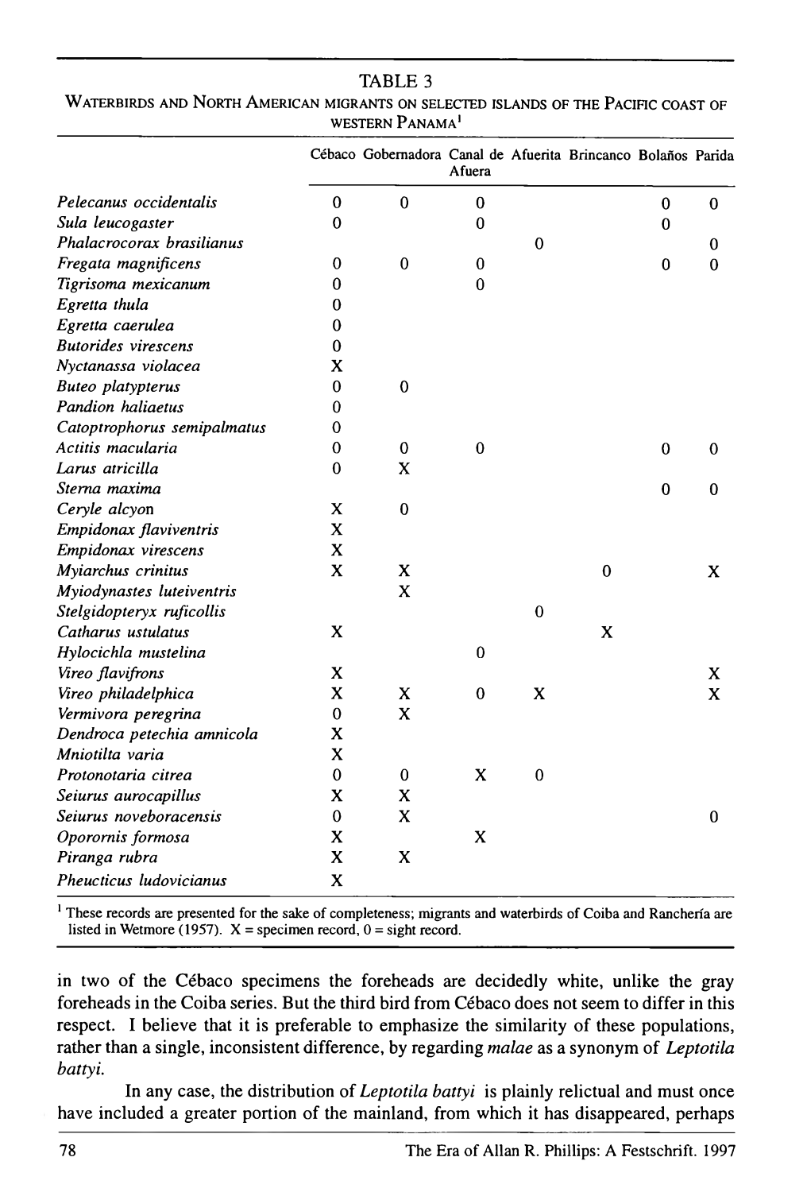TABLE 3

WATERBIRDS AND NORTH AMERICAN MIGRANTS ON SELECTED ISLANDS OF THE PACIFIC COAST OF WESTERN PANAMA[1]

| | Cébaco | Gobernadora | Canal de Afuera | Afuerita | Brincanco | Bolaños | Parida |
|---|---|---|---|---|---|---|---|
| *Pelecanus occidentalis* | 0 | 0 | 0 | | | 0 | 0 |
| *Sula leucogaster* | 0 | | 0 | | | 0 | |
| *Phalacrocorax brasilianus* | | | | 0 | | | 0 |
| *Fregata magnificens* | 0 | 0 | 0 | | | 0 | 0 |
| *Tigrisoma mexicanum* | 0 | | 0 | | | | |
| *Egretta thula* | 0 | | | | | | |
| *Egretta caerulea* | 0 | | | | | | |
| *Butorides virescens* | 0 | | | | | | |
| *Nyctanassa violacea* | X | | | | | | |
| *Buteo platypterus* | 0 | 0 | | | | | |
| *Pandion haliaetus* | 0 | | | | | | |
| *Catoptrophorus semipalmatus* | 0 | | | | | | |
| *Actitis macularia* | 0 | 0 | 0 | | | 0 | 0 |
| *Larus atricilla* | 0 | X | | | | | |
| *Sterna maxima* | | | | | | 0 | 0 |
| *Ceryle alcyon* | X | 0 | | | | | |
| *Empidonax flaviventris* | X | | | | | | |
| *Empidonax virescens* | X | | | | | | |
| *Myiarchus crinitus* | X | X | | | 0 | | X |
| *Myiodynastes luteiventris* | | X | | | | | |
| *Stelgidopteryx ruficollis* | | | | 0 | | | |
| *Catharus ustulatus* | X | | | | X | | |
| *Hylocichla mustelina* | | | 0 | | | | |
| *Vireo flavifrons* | X | | | | | | X |
| *Vireo philadelphica* | X | X | 0 | X | | | X |
| *Vermivora peregrina* | 0 | X | | | | | |
| *Dendroca petechia amnicola* | X | | | | | | |
| *Mniotilta varia* | X | | | | | | |
| *Protonotaria citrea* | 0 | 0 | X | 0 | | | |
| *Seiurus aurocapillus* | X | X | | | | | |
| *Seiurus noveboracensis* | 0 | X | | | | | 0 |
| *Oporornis formosa* | X | | X | | | | |
| *Piranga rubra* | X | X | | | | | |
| *Pheucticus ludovicianus* | X | | | | | | |

[1] These records are presented for the sake of completeness; migrants and waterbirds of Coiba and Ranchería are listed in Wetmore (1957). X = specimen record, 0 = sight record.

in two of the Cébaco specimens the foreheads are decidedly white, unlike the gray foreheads in the Coiba series. But the third bird from Cébaco does not seem to differ in this respect. I believe that it is preferable to emphasize the similarity of these populations, rather than a single, inconsistent difference, by regarding *malae* as a synonym of *Leptotila battyi*.

In any case, the distribution of *Leptotila battyi* is plainly relictual and must once have included a greater portion of the mainland, from which it has disappeared, perhaps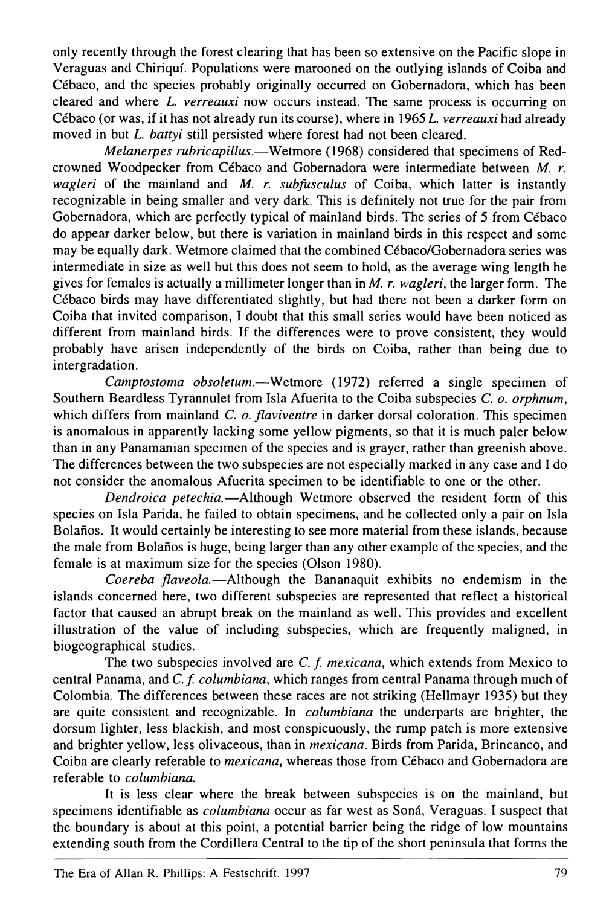only recently through the forest clearing that has been so extensive on the Pacific slope in Veraguas and Chiriquí. Populations were marooned on the outlying islands of Coiba and Cébaco, and the species probably originally occurred on Gobernadora, which has been cleared and where *L. verreauxi* now occurs instead. The same process is occurring on Cébaco (or was, if it has not already run its course), where in 1965 *L. verreauxi* had already moved in but *L. battyi* still persisted where forest had not been cleared.

*Melanerpes rubricapillus*.—Wetmore (1968) considered that specimens of Red-crowned Woodpecker from Cébaco and Gobernadora were intermediate between *M. r. wagleri* of the mainland and *M. r. subfusculus* of Coiba, which latter is instantly recognizable in being smaller and very dark. This is definitely not true for the pair from Gobernadora, which are perfectly typical of mainland birds. The series of 5 from Cébaco do appear darker below, but there is variation in mainland birds in this respect and some may be equally dark. Wetmore claimed that the combined Cébaco/Gobernadora series was intermediate in size as well but this does not seem to hold, as the average wing length he gives for females is actually a millimeter longer than in *M. r. wagleri*, the larger form. The Cébaco birds may have differentiated slightly, but had there not been a darker form on Coiba that invited comparison, I doubt that this small series would have been noticed as different from mainland birds. If the differences were to prove consistent, they would probably have arisen independently of the birds on Coiba, rather than being due to intergradation.

*Camptostoma obsoletum*.—Wetmore (1972) referred a single specimen of Southern Beardless Tyrannulet from Isla Afuerita to the Coiba subspecies *C. o. orphnum*, which differs from mainland *C. o. flaviventre* in darker dorsal coloration. This specimen is anomalous in apparently lacking some yellow pigments, so that it is much paler below than in any Panamanian specimen of the species and is grayer, rather than greenish above. The differences between the two subspecies are not especially marked in any case and I do not consider the anomalous Afuerita specimen to be identifiable to one or the other.

*Dendroica petechia*.—Although Wetmore observed the resident form of this species on Isla Parida, he failed to obtain specimens, and he collected only a pair on Isla Bolaños. It would certainly be interesting to see more material from these islands, because the male from Bolaños is huge, being larger than any other example of the species, and the female is at maximum size for the species (Olson 1980).

*Coereba flaveola*.—Although the Bananaquit exhibits no endemism in the islands concerned here, two different subspecies are represented that reflect a historical factor that caused an abrupt break on the mainland as well. This provides and excellent illustration of the value of including subspecies, which are frequently maligned, in biogeographical studies.

The two subspecies involved are *C. f. mexicana*, which extends from Mexico to central Panama, and *C. f. columbiana*, which ranges from central Panama through much of Colombia. The differences between these races are not striking (Hellmayr 1935) but they are quite consistent and recognizable. In *columbiana* the underparts are brighter, the dorsum lighter, less blackish, and most conspicuously, the rump patch is more extensive and brighter yellow, less olivaceous, than in *mexicana*. Birds from Parida, Brincanco, and Coiba are clearly referable to *mexicana*, whereas those from Cébaco and Gobernadora are referable to *columbiana*.

It is less clear where the break between subspecies is on the mainland, but specimens identifiable as *columbiana* occur as far west as Soná, Veraguas. I suspect that the boundary is about at this point, a potential barrier being the ridge of low mountains extending south from the Cordillera Central to the tip of the short peninsula that forms the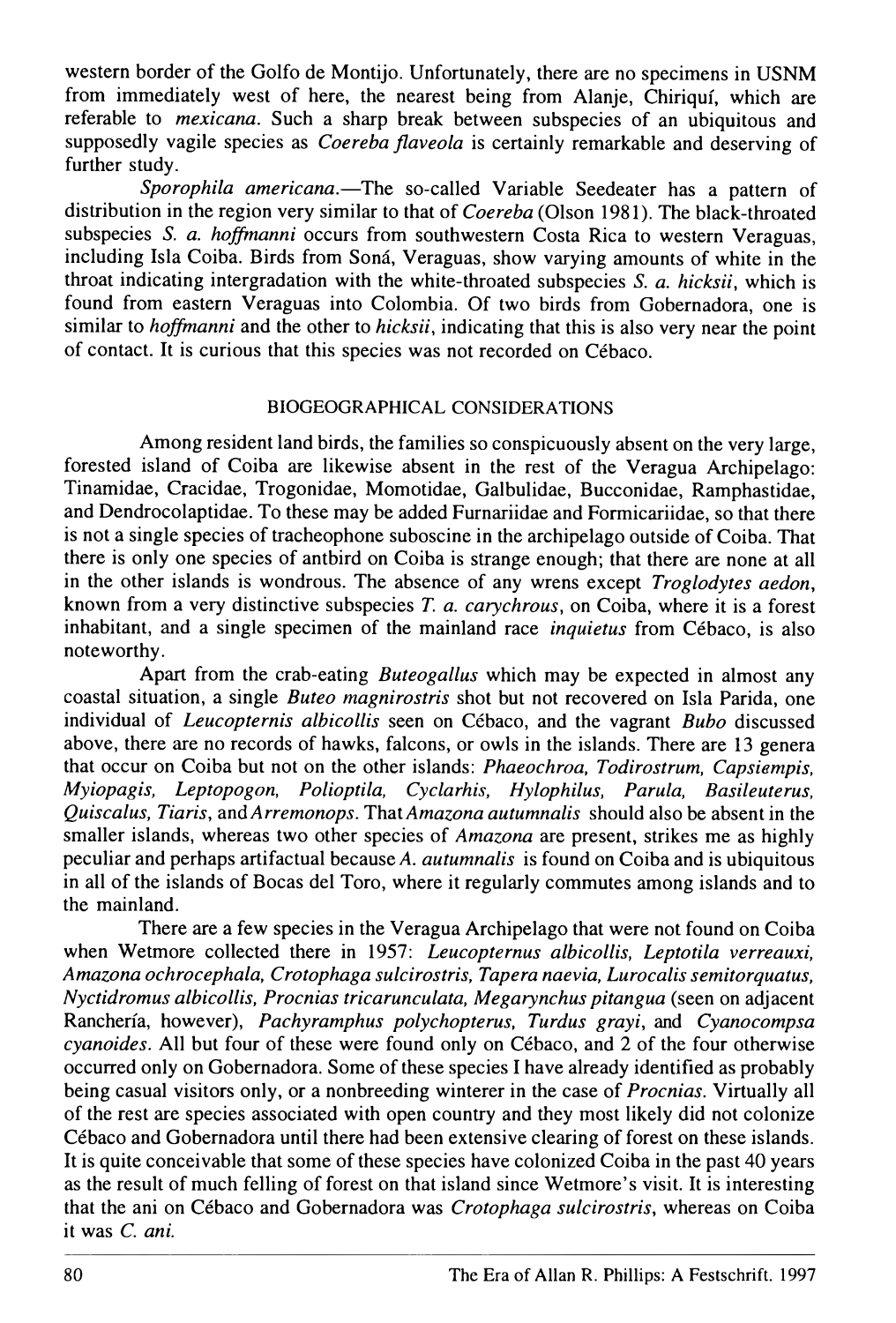western border of the Golfo de Montijo. Unfortunately, there are no specimens in USNM from immediately west of here, the nearest being from Alanje, Chiriquí, which are referable to *mexicana*. Such a sharp break between subspecies of an ubiquitous and supposedly vagile species as *Coereba flaveola* is certainly remarkable and deserving of further study.

*Sporophila americana*.—The so-called Variable Seedeater has a pattern of distribution in the region very similar to that of *Coereba* (Olson 1981). The black-throated subspecies *S. a. hoffmanni* occurs from southwestern Costa Rica to western Veraguas, including Isla Coiba. Birds from Soná, Veraguas, show varying amounts of white in the throat indicating intergradation with the white-throated subspecies *S. a. hicksii*, which is found from eastern Veraguas into Colombia. Of two birds from Gobernadora, one is similar to *hoffmanni* and the other to *hicksii*, indicating that this is also very near the point of contact. It is curious that this species was not recorded on Cébaco.

## BIOGEOGRAPHICAL CONSIDERATIONS

Among resident land birds, the families so conspicuously absent on the very large, forested island of Coiba are likewise absent in the rest of the Veragua Archipelago: Tinamidae, Cracidae, Trogonidae, Momotidae, Galbulidae, Bucconidae, Ramphastidae, and Dendrocolaptidae. To these may be added Furnariidae and Formicariidae, so that there is not a single species of tracheophone suboscine in the archipelago outside of Coiba. That there is only one species of antbird on Coiba is strange enough; that there are none at all in the other islands is wondrous. The absence of any wrens except *Troglodytes aedon*, known from a very distinctive subspecies *T. a. carychrous*, on Coiba, where it is a forest inhabitant, and a single specimen of the mainland race *inquietus* from Cébaco, is also noteworthy.

Apart from the crab-eating *Buteogallus* which may be expected in almost any coastal situation, a single *Buteo magnirostris* shot but not recovered on Isla Parida, one individual of *Leucopternis albicollis* seen on Cébaco, and the vagrant *Bubo* discussed above, there are no records of hawks, falcons, or owls in the islands. There are 13 genera that occur on Coiba but not on the other islands: *Phaeochroa, Todirostrum, Capsiempis, Myiopagis, Leptopogon, Polioptila, Cyclarhis, Hylophilus, Parula, Basileuterus, Quiscalus, Tiaris*, and *Arremonops*. That *Amazona autumnalis* should also be absent in the smaller islands, whereas two other species of *Amazona* are present, strikes me as highly peculiar and perhaps artifactual because *A. autumnalis* is found on Coiba and is ubiquitous in all of the islands of Bocas del Toro, where it regularly commutes among islands and to the mainland.

There are a few species in the Veragua Archipelago that were not found on Coiba when Wetmore collected there in 1957: *Leucopternus albicollis, Leptotila verreauxi, Amazona ochrocephala, Crotophaga sulcirostris, Tapera naevia, Lurocalis semitorquatus, Nyctidromus albicollis, Procnias tricarunculata, Megarynchus pitangua* (seen on adjacent Ranchería, however), *Pachyramphus polychopterus, Turdus grayi*, and *Cyanocompsa cyanoides*. All but four of these were found only on Cébaco, and 2 of the four otherwise occurred only on Gobernadora. Some of these species I have already identified as probably being casual visitors only, or a nonbreeding winterer in the case of *Procnias*. Virtually all of the rest are species associated with open country and they most likely did not colonize Cébaco and Gobernadora until there had been extensive clearing of forest on these islands. It is quite conceivable that some of these species have colonized Coiba in the past 40 years as the result of much felling of forest on that island since Wetmore's visit. It is interesting that the ani on Cébaco and Gobernadora was *Crotophaga sulcirostris*, whereas on Coiba it was *C. ani*.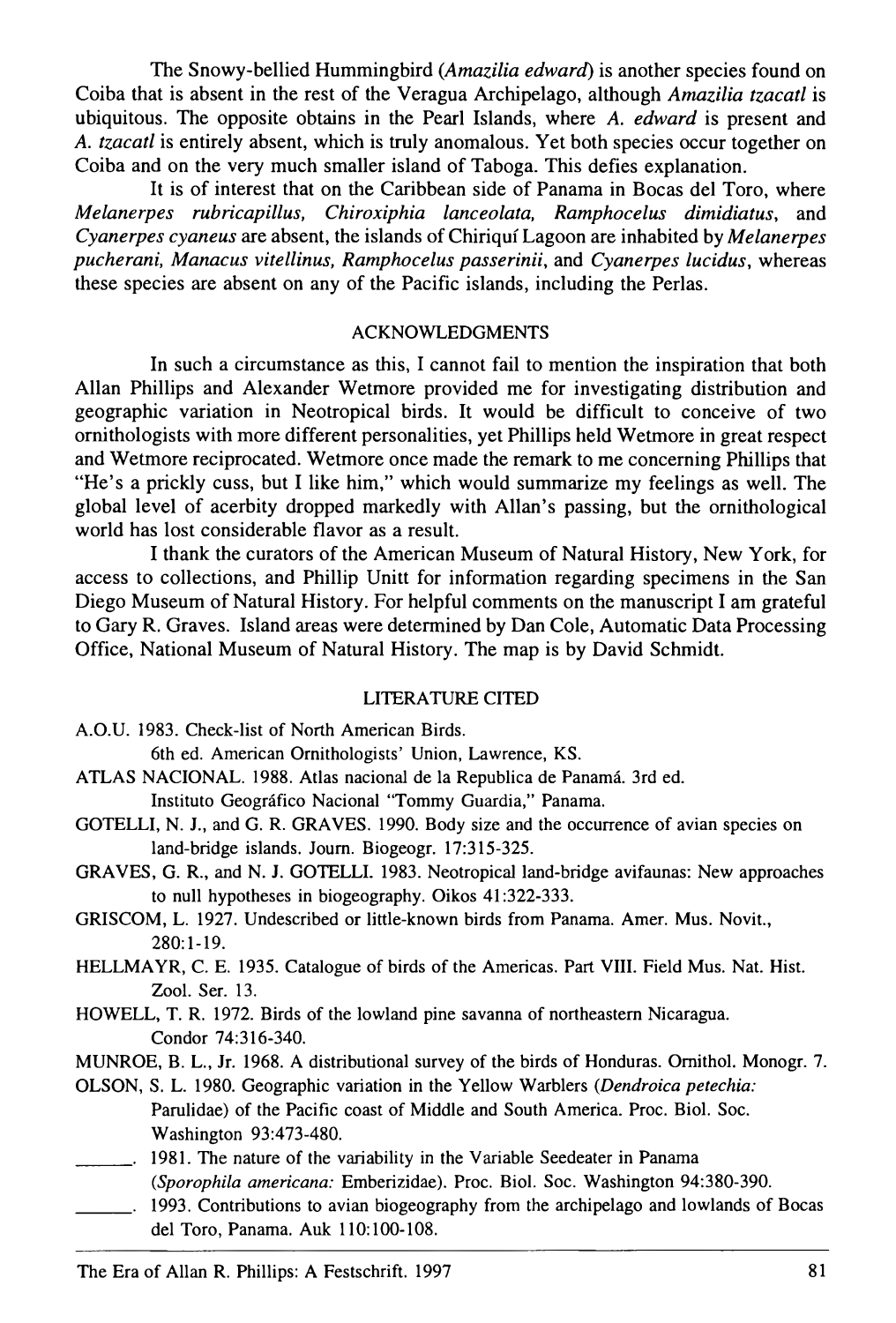The Snowy-bellied Hummingbird (*Amazilia edward*) is another species found on Coiba that is absent in the rest of the Veragua Archipelago, although *Amazilia tzacatl* is ubiquitous. The opposite obtains in the Pearl Islands, where *A. edward* is present and *A. tzacatl* is entirely absent, which is truly anomalous. Yet both species occur together on Coiba and on the very much smaller island of Taboga. This defies explanation.

It is of interest that on the Caribbean side of Panama in Bocas del Toro, where *Melanerpes rubricapillus, Chiroxiphia lanceolata, Ramphocelus dimidiatus,* and *Cyanerpes cyaneus* are absent, the islands of Chiriquí Lagoon are inhabited by *Melanerpes pucherani, Manacus vitellinus, Ramphocelus passerinii,* and *Cyanerpes lucidus*, whereas these species are absent on any of the Pacific islands, including the Perlas.

## ACKNOWLEDGMENTS

In such a circumstance as this, I cannot fail to mention the inspiration that both Allan Phillips and Alexander Wetmore provided me for investigating distribution and geographic variation in Neotropical birds. It would be difficult to conceive of two ornithologists with more different personalities, yet Phillips held Wetmore in great respect and Wetmore reciprocated. Wetmore once made the remark to me concerning Phillips that "He's a prickly cuss, but I like him," which would summarize my feelings as well. The global level of acerbity dropped markedly with Allan's passing, but the ornithological world has lost considerable flavor as a result.

I thank the curators of the American Museum of Natural History, New York, for access to collections, and Phillip Unitt for information regarding specimens in the San Diego Museum of Natural History. For helpful comments on the manuscript I am grateful to Gary R. Graves. Island areas were determined by Dan Cole, Automatic Data Processing Office, National Museum of Natural History. The map is by David Schmidt.

## LITERATURE CITED

A.O.U. 1983. Check-list of North American Birds. 6th ed. American Ornithologists' Union, Lawrence, KS.

ATLAS NACIONAL. 1988. Atlas nacional de la Republica de Panamá. 3rd ed. Instituto Geográfico Nacional "Tommy Guardia," Panama.

GOTELLI, N. J., and G. R. GRAVES. 1990. Body size and the occurrence of avian species on land-bridge islands. Journ. Biogeogr. 17:315-325.

GRAVES, G. R., and N. J. GOTELLI. 1983. Neotropical land-bridge avifaunas: New approaches to null hypotheses in biogeography. Oikos 41:322-333.

GRISCOM, L. 1927. Undescribed or little-known birds from Panama. Amer. Mus. Novit., 280:1-19.

HELLMAYR, C. E. 1935. Catalogue of birds of the Americas. Part VIII. Field Mus. Nat. Hist. Zool. Ser. 13.

HOWELL, T. R. 1972. Birds of the lowland pine savanna of northeastern Nicaragua. Condor 74:316-340.

MUNROE, B. L., Jr. 1968. A distributional survey of the birds of Honduras. Ornithol. Monogr. 7.

OLSON, S. L. 1980. Geographic variation in the Yellow Warblers (*Dendroica petechia:* Parulidae) of the Pacific coast of Middle and South America. Proc. Biol. Soc. Washington 93:473-480.

______. 1981. The nature of the variability in the Variable Seedeater in Panama (*Sporophila americana:* Emberizidae). Proc. Biol. Soc. Washington 94:380-390.

______. 1993. Contributions to avian biogeography from the archipelago and lowlands of Bocas del Toro, Panama. Auk 110:100-108.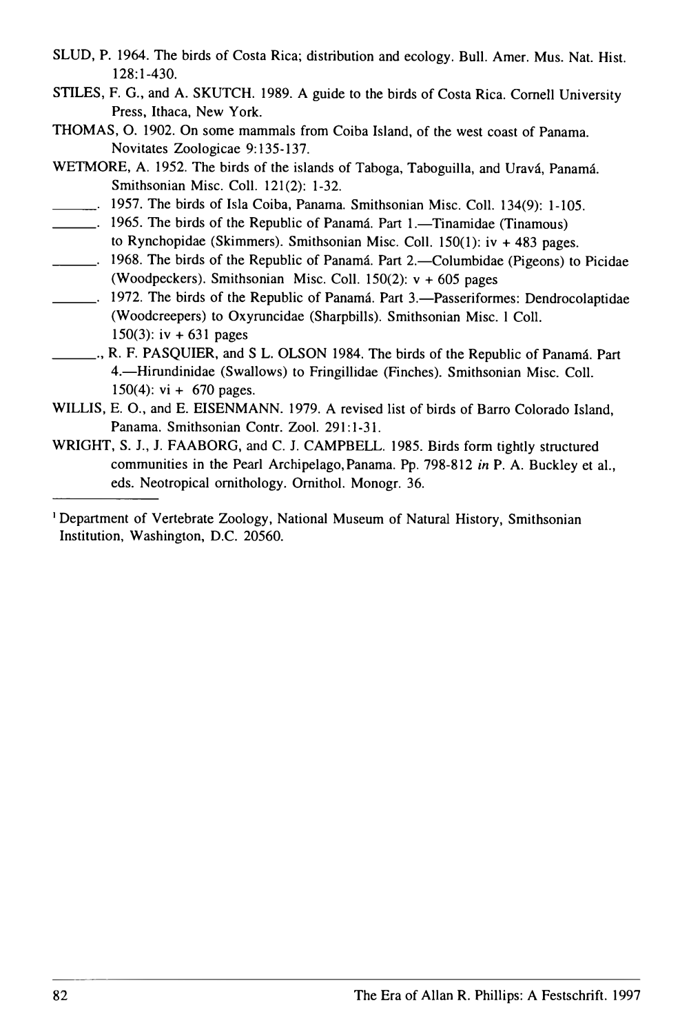SLUD, P. 1964. The birds of Costa Rica; distribution and ecology. Bull. Amer. Mus. Nat. Hist. 128:1-430.

STILES, F. G., and A. SKUTCH. 1989. A guide to the birds of Costa Rica. Cornell University Press, Ithaca, New York.

THOMAS, O. 1902. On some mammals from Coiba Island, of the west coast of Panama. Novitates Zoologicae 9:135-137.

WETMORE, A. 1952. The birds of the islands of Taboga, Taboguilla, and Uravá, Panamá. Smithsonian Misc. Coll. 121(2): 1-32.

______. 1957. The birds of Isla Coiba, Panama. Smithsonian Misc. Coll. 134(9): 1-105.

______. 1965. The birds of the Republic of Panamá. Part 1.—Tinamidae (Tinamous) to Rynchopidae (Skimmers). Smithsonian Misc. Coll. 150(1): iv + 483 pages.

______. 1968. The birds of the Republic of Panamá. Part 2.—Columbidae (Pigeons) to Picidae (Woodpeckers). Smithsonian Misc. Coll. 150(2): v + 605 pages

______. 1972. The birds of the Republic of Panamá. Part 3.—Passeriformes: Dendrocolaptidae (Woodcreepers) to Oxyruncidae (Sharpbills). Smithsonian Misc. l Coll. 150(3): iv + 631 pages

______., R. F. PASQUIER, and S L. OLSON 1984. The birds of the Republic of Panamá. Part 4.—Hirundinidae (Swallows) to Fringillidae (Finches). Smithsonian Misc. Coll. 150(4): vi + 670 pages.

WILLIS, E. O., and E. EISENMANN. 1979. A revised list of birds of Barro Colorado Island, Panama. Smithsonian Contr. Zool. 291:1-31.

WRIGHT, S. J., J. FAABORG, and C. J. CAMPBELL. 1985. Birds form tightly structured communities in the Pearl Archipelago, Panama. Pp. 798-812 *in* P. A. Buckley et al., eds. Neotropical ornithology. Ornithol. Monogr. 36.

---

[1] Department of Vertebrate Zoology, National Museum of Natural History, Smithsonian Institution, Washington, D.C. 20560.